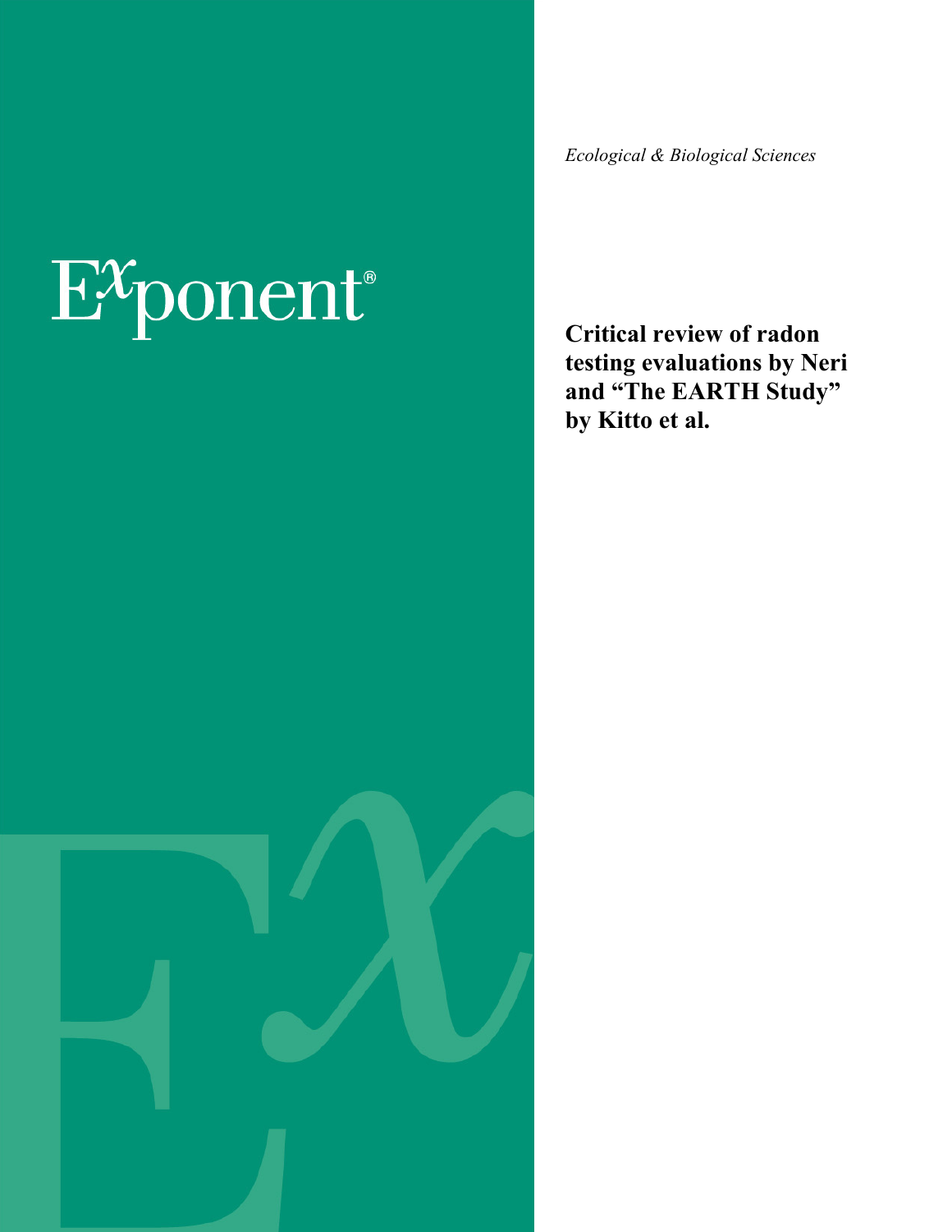Exponent®

*Ecological & Biological Sciences*

# Critical review of radon testing evaluations by Neri and "The EARTH Study" by Kitto et al.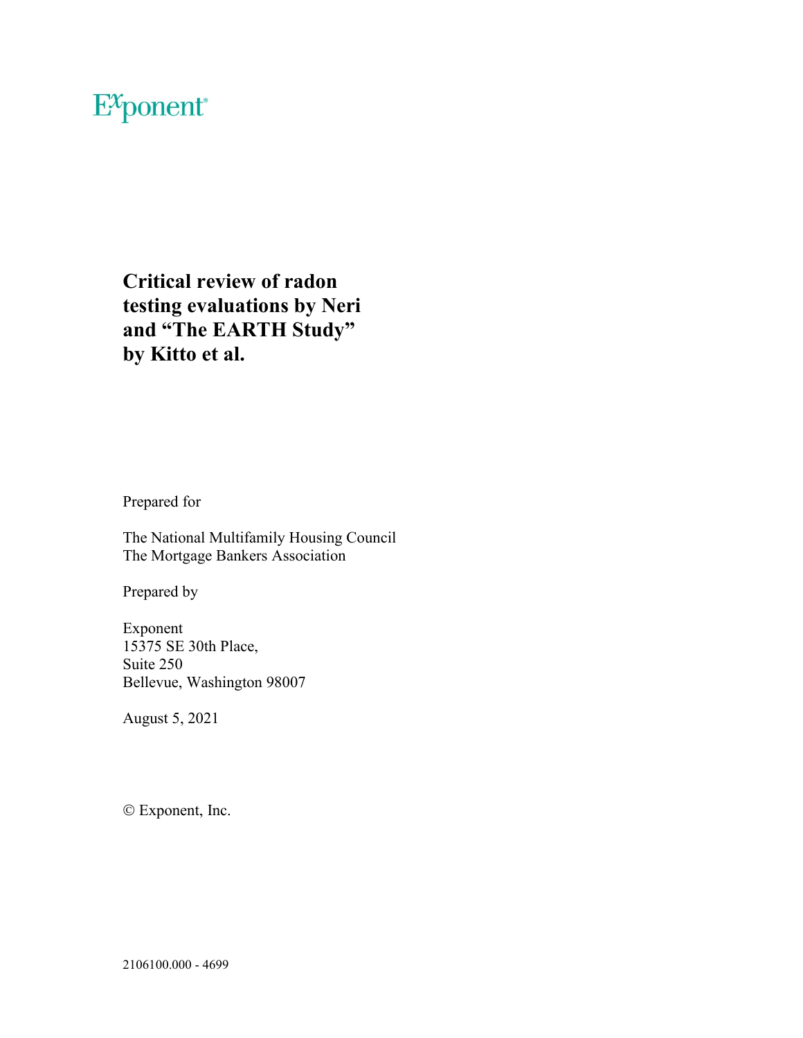Exponent®

# Critical review of radon testing evaluations by Neri and "The EARTH Study" by Kitto et al.

Prepared for

The National Multifamily Housing Council
The Mortgage Bankers Association

Prepared by

Exponent
15375 SE 30th Place,
Suite 250
Bellevue, Washington 98007

August 5, 2021

© Exponent, Inc.

2106100.000 - 4699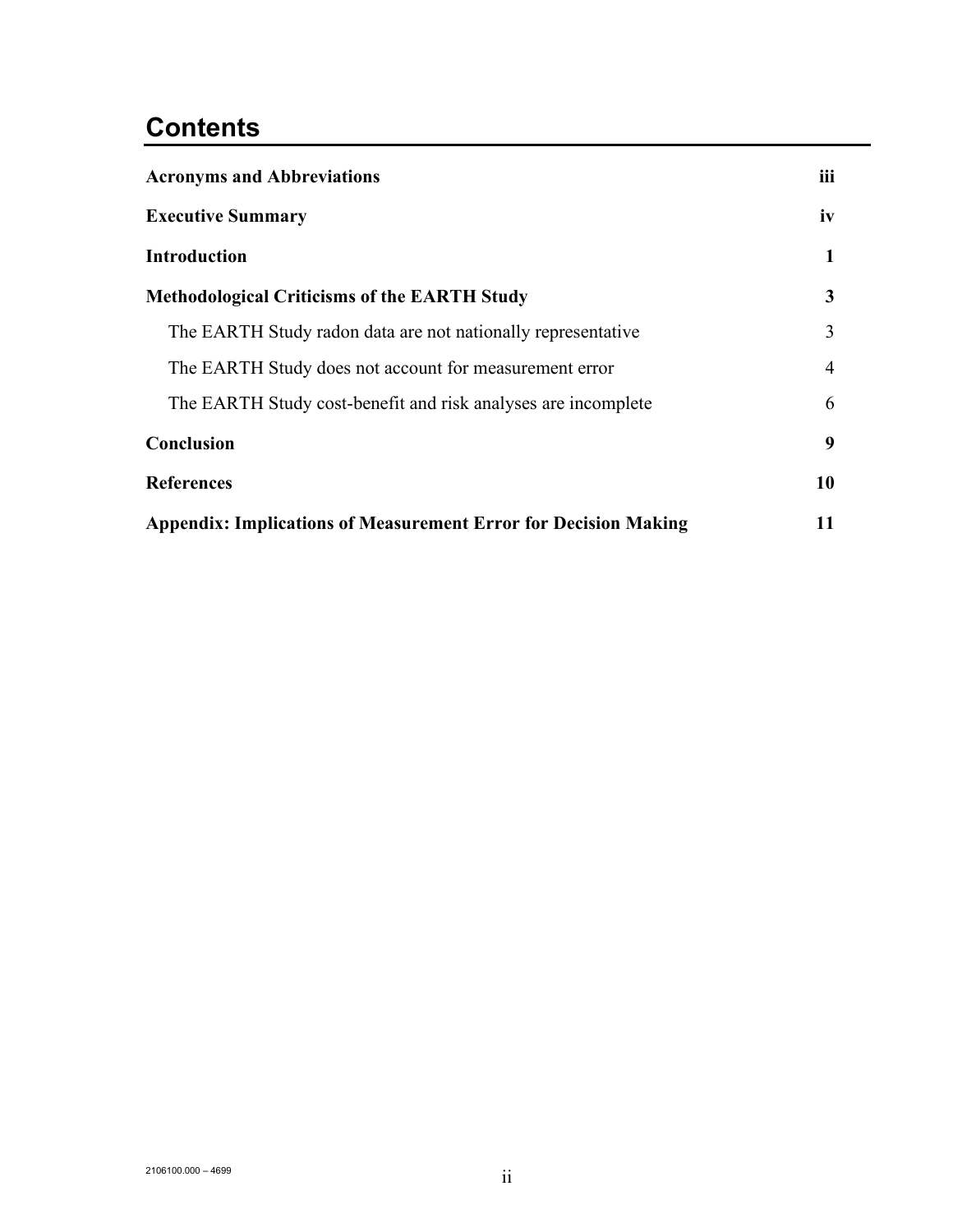# Contents

| | |
|---|---|
| **Acronyms and Abbreviations** | **iii** |
| **Executive Summary** | **iv** |
| **Introduction** | **1** |
| **Methodological Criticisms of the EARTH Study** | **3** |
| The EARTH Study radon data are not nationally representative | 3 |
| The EARTH Study does not account for measurement error | 4 |
| The EARTH Study cost-benefit and risk analyses are incomplete | 6 |
| **Conclusion** | **9** |
| **References** | **10** |
| **Appendix: Implications of Measurement Error for Decision Making** | **11** |

2106100.000 – 4699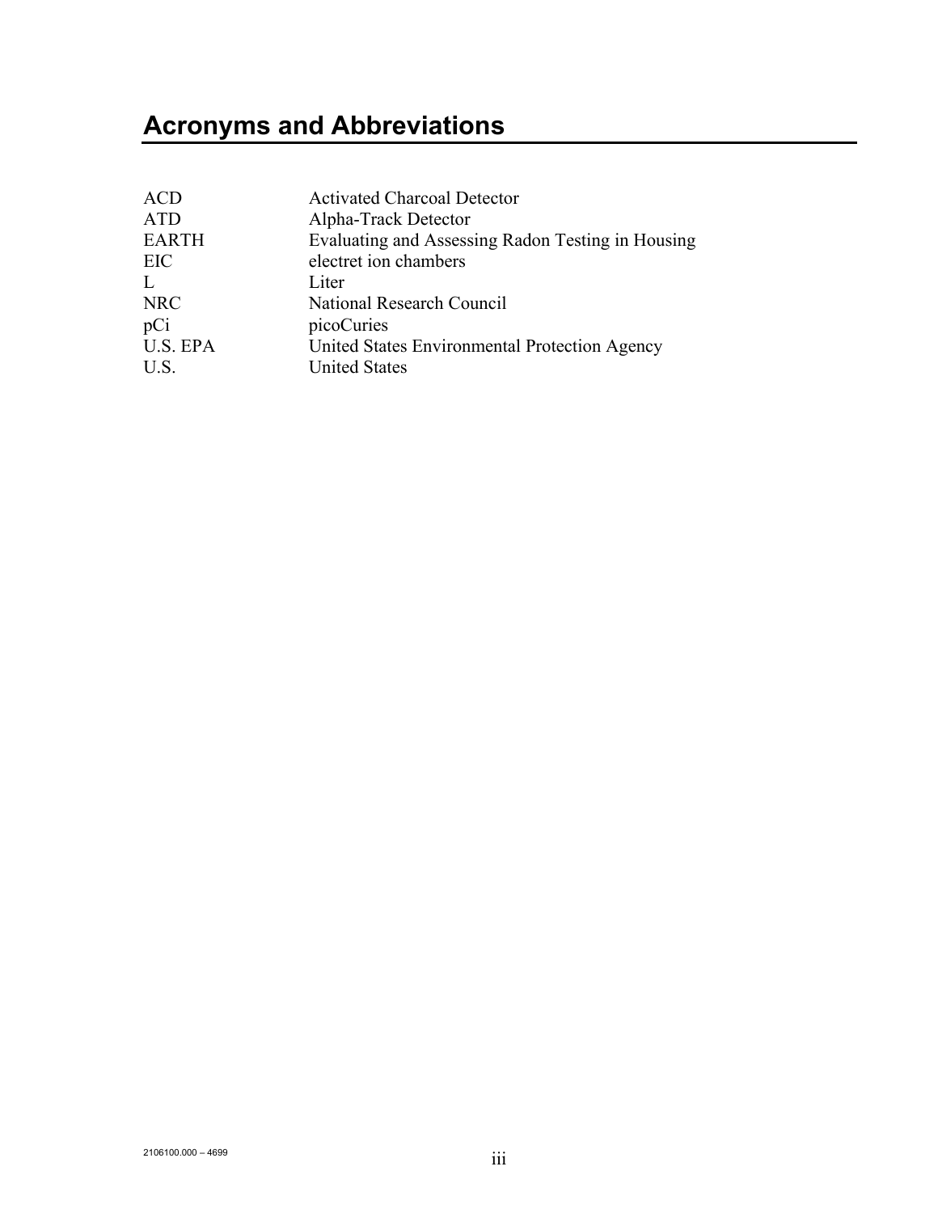# Acronyms and Abbreviations

| | |
|---|---|
| ACD | Activated Charcoal Detector |
| ATD | Alpha-Track Detector |
| EARTH | Evaluating and Assessing Radon Testing in Housing |
| EIC | electret ion chambers |
| L | Liter |
| NRC | National Research Council |
| pCi | picoCuries |
| U.S. EPA | United States Environmental Protection Agency |
| U.S. | United States |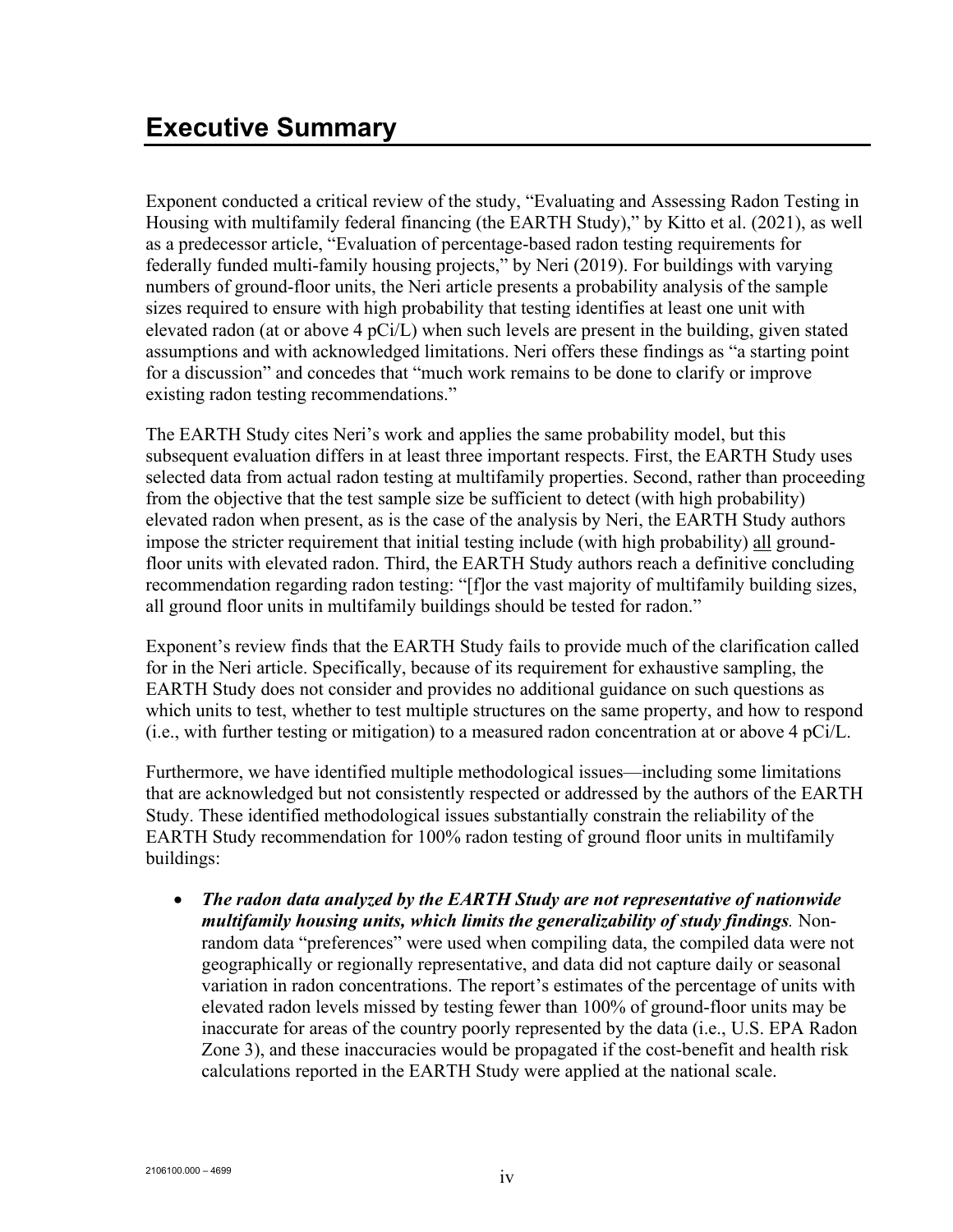# Executive Summary

Exponent conducted a critical review of the study, "Evaluating and Assessing Radon Testing in Housing with multifamily federal financing (the EARTH Study)," by Kitto et al. (2021), as well as a predecessor article, "Evaluation of percentage-based radon testing requirements for federally funded multi-family housing projects," by Neri (2019). For buildings with varying numbers of ground-floor units, the Neri article presents a probability analysis of the sample sizes required to ensure with high probability that testing identifies at least one unit with elevated radon (at or above 4 pCi/L) when such levels are present in the building, given stated assumptions and with acknowledged limitations. Neri offers these findings as "a starting point for a discussion" and concedes that "much work remains to be done to clarify or improve existing radon testing recommendations."

The EARTH Study cites Neri's work and applies the same probability model, but this subsequent evaluation differs in at least three important respects. First, the EARTH Study uses selected data from actual radon testing at multifamily properties. Second, rather than proceeding from the objective that the test sample size be sufficient to detect (with high probability) elevated radon when present, as is the case of the analysis by Neri, the EARTH Study authors impose the stricter requirement that initial testing include (with high probability) all ground-floor units with elevated radon. Third, the EARTH Study authors reach a definitive concluding recommendation regarding radon testing: "[f]or the vast majority of multifamily building sizes, all ground floor units in multifamily buildings should be tested for radon."

Exponent's review finds that the EARTH Study fails to provide much of the clarification called for in the Neri article. Specifically, because of its requirement for exhaustive sampling, the EARTH Study does not consider and provides no additional guidance on such questions as which units to test, whether to test multiple structures on the same property, and how to respond (i.e., with further testing or mitigation) to a measured radon concentration at or above 4 pCi/L.

Furthermore, we have identified multiple methodological issues—including some limitations that are acknowledged but not consistently respected or addressed by the authors of the EARTH Study. These identified methodological issues substantially constrain the reliability of the EARTH Study recommendation for 100% radon testing of ground floor units in multifamily buildings:

- ***The radon data analyzed by the EARTH Study are not representative of nationwide multifamily housing units, which limits the generalizability of study findings.*** Non-random data "preferences" were used when compiling data, the compiled data were not geographically or regionally representative, and data did not capture daily or seasonal variation in radon concentrations. The report's estimates of the percentage of units with elevated radon levels missed by testing fewer than 100% of ground-floor units may be inaccurate for areas of the country poorly represented by the data (i.e., U.S. EPA Radon Zone 3), and these inaccuracies would be propagated if the cost-benefit and health risk calculations reported in the EARTH Study were applied at the national scale.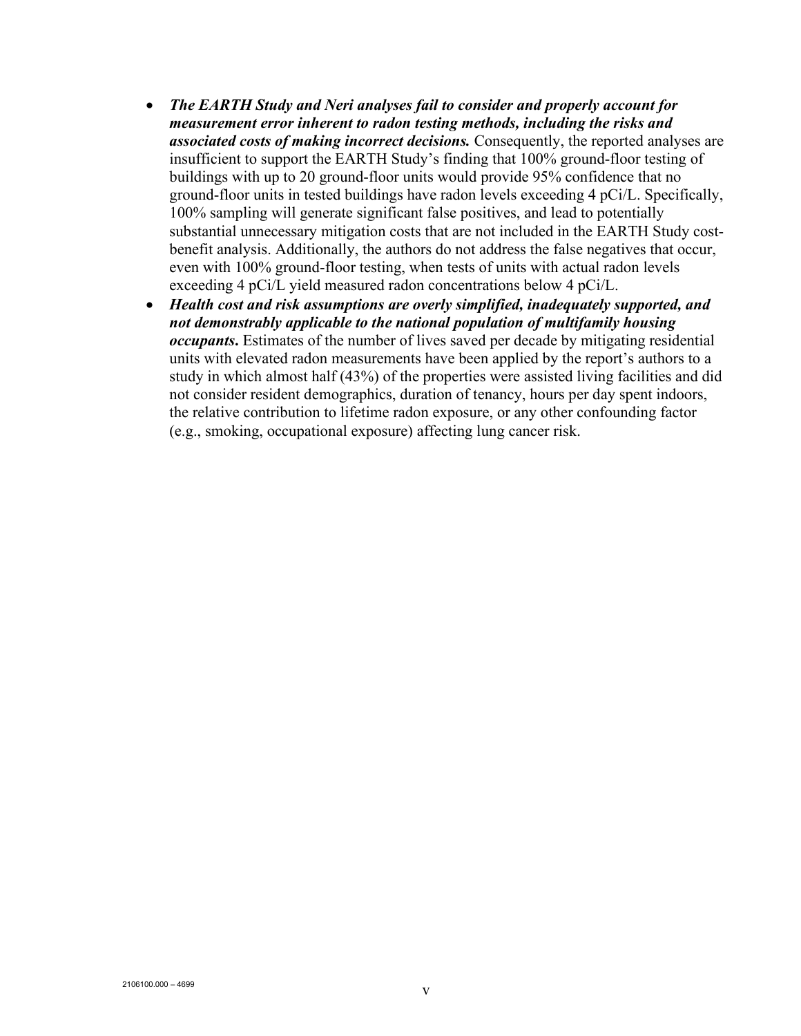- ***The EARTH Study and Neri analyses fail to consider and properly account for measurement error inherent to radon testing methods, including the risks and associated costs of making incorrect decisions.*** Consequently, the reported analyses are insufficient to support the EARTH Study's finding that 100% ground-floor testing of buildings with up to 20 ground-floor units would provide 95% confidence that no ground-floor units in tested buildings have radon levels exceeding 4 pCi/L. Specifically, 100% sampling will generate significant false positives, and lead to potentially substantial unnecessary mitigation costs that are not included in the EARTH Study cost-benefit analysis. Additionally, the authors do not address the false negatives that occur, even with 100% ground-floor testing, when tests of units with actual radon levels exceeding 4 pCi/L yield measured radon concentrations below 4 pCi/L.
- ***Health cost and risk assumptions are overly simplified, inadequately supported, and not demonstrably applicable to the national population of multifamily housing occupants*****.** Estimates of the number of lives saved per decade by mitigating residential units with elevated radon measurements have been applied by the report's authors to a study in which almost half (43%) of the properties were assisted living facilities and did not consider resident demographics, duration of tenancy, hours per day spent indoors, the relative contribution to lifetime radon exposure, or any other confounding factor (e.g., smoking, occupational exposure) affecting lung cancer risk.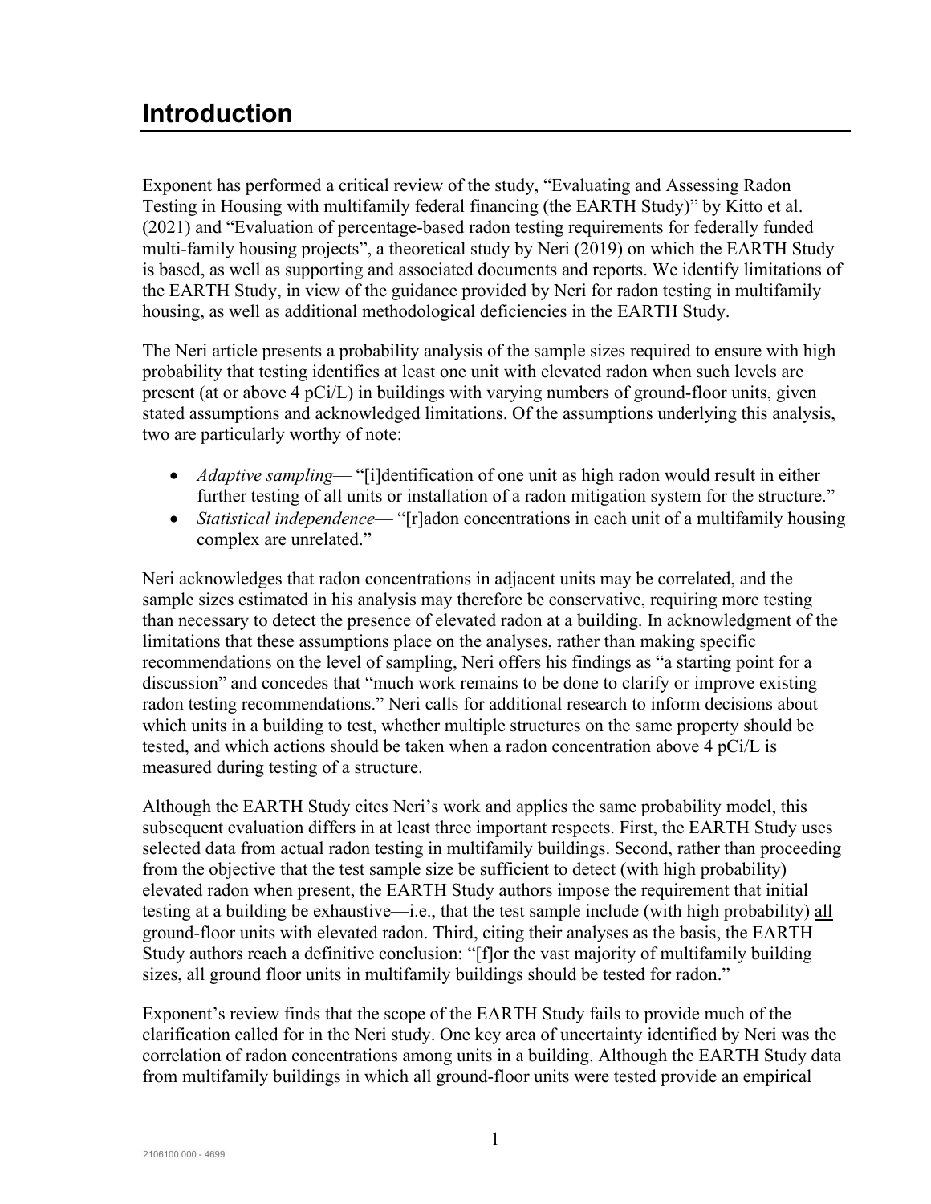# Introduction

Exponent has performed a critical review of the study, "Evaluating and Assessing Radon Testing in Housing with multifamily federal financing (the EARTH Study)" by Kitto et al. (2021) and "Evaluation of percentage-based radon testing requirements for federally funded multi-family housing projects", a theoretical study by Neri (2019) on which the EARTH Study is based, as well as supporting and associated documents and reports. We identify limitations of the EARTH Study, in view of the guidance provided by Neri for radon testing in multifamily housing, as well as additional methodological deficiencies in the EARTH Study.

The Neri article presents a probability analysis of the sample sizes required to ensure with high probability that testing identifies at least one unit with elevated radon when such levels are present (at or above 4 pCi/L) in buildings with varying numbers of ground-floor units, given stated assumptions and acknowledged limitations. Of the assumptions underlying this analysis, two are particularly worthy of note:

- *Adaptive sampling*— "[i]dentification of one unit as high radon would result in either further testing of all units or installation of a radon mitigation system for the structure."
- *Statistical independence*— "[r]adon concentrations in each unit of a multifamily housing complex are unrelated."

Neri acknowledges that radon concentrations in adjacent units may be correlated, and the sample sizes estimated in his analysis may therefore be conservative, requiring more testing than necessary to detect the presence of elevated radon at a building. In acknowledgment of the limitations that these assumptions place on the analyses, rather than making specific recommendations on the level of sampling, Neri offers his findings as "a starting point for a discussion" and concedes that "much work remains to be done to clarify or improve existing radon testing recommendations." Neri calls for additional research to inform decisions about which units in a building to test, whether multiple structures on the same property should be tested, and which actions should be taken when a radon concentration above 4 pCi/L is measured during testing of a structure.

Although the EARTH Study cites Neri's work and applies the same probability model, this subsequent evaluation differs in at least three important respects. First, the EARTH Study uses selected data from actual radon testing in multifamily buildings. Second, rather than proceeding from the objective that the test sample size be sufficient to detect (with high probability) elevated radon when present, the EARTH Study authors impose the requirement that initial testing at a building be exhaustive—i.e., that the test sample include (with high probability) <u>all</u> ground-floor units with elevated radon. Third, citing their analyses as the basis, the EARTH Study authors reach a definitive conclusion: "[f]or the vast majority of multifamily building sizes, all ground floor units in multifamily buildings should be tested for radon."

Exponent's review finds that the scope of the EARTH Study fails to provide much of the clarification called for in the Neri study. One key area of uncertainty identified by Neri was the correlation of radon concentrations among units in a building. Although the EARTH Study data from multifamily buildings in which all ground-floor units were tested provide an empirical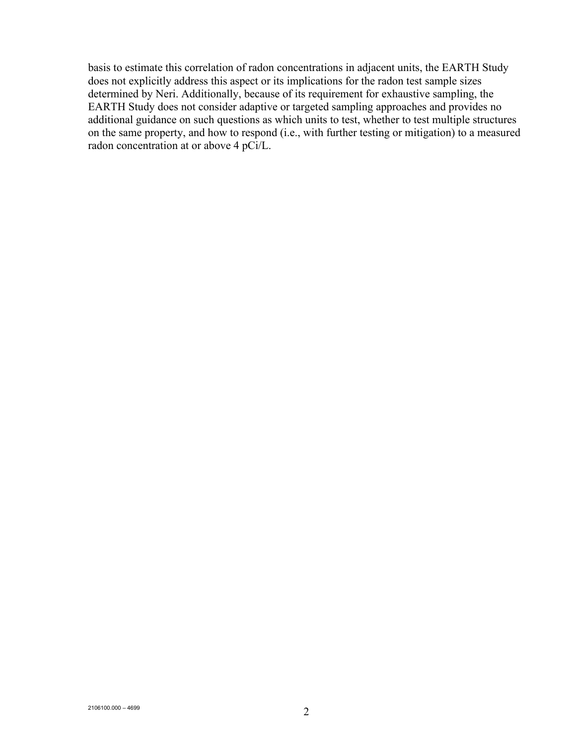basis to estimate this correlation of radon concentrations in adjacent units, the EARTH Study does not explicitly address this aspect or its implications for the radon test sample sizes determined by Neri. Additionally, because of its requirement for exhaustive sampling, the EARTH Study does not consider adaptive or targeted sampling approaches and provides no additional guidance on such questions as which units to test, whether to test multiple structures on the same property, and how to respond (i.e., with further testing or mitigation) to a measured radon concentration at or above 4 pCi/L.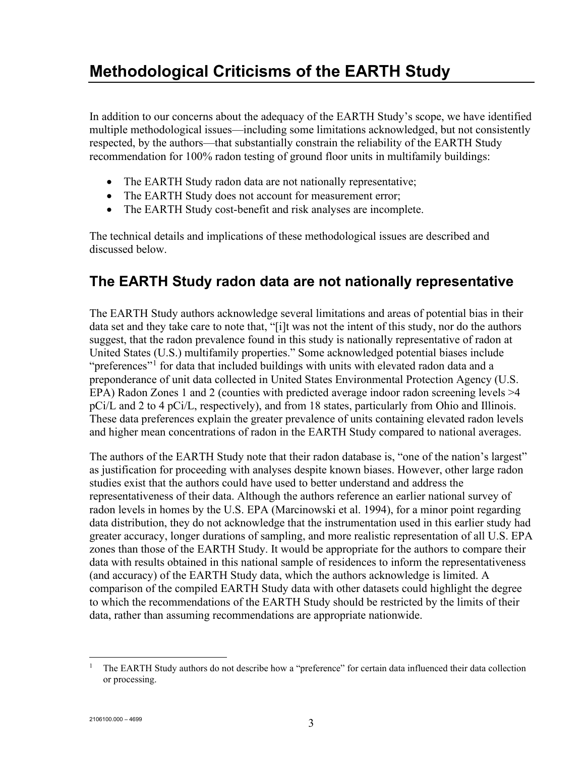# Methodological Criticisms of the EARTH Study

In addition to our concerns about the adequacy of the EARTH Study's scope, we have identified multiple methodological issues—including some limitations acknowledged, but not consistently respected, by the authors—that substantially constrain the reliability of the EARTH Study recommendation for 100% radon testing of ground floor units in multifamily buildings:

- The EARTH Study radon data are not nationally representative;
- The EARTH Study does not account for measurement error;
- The EARTH Study cost-benefit and risk analyses are incomplete.

The technical details and implications of these methodological issues are described and discussed below.

## The EARTH Study radon data are not nationally representative

The EARTH Study authors acknowledge several limitations and areas of potential bias in their data set and they take care to note that, "[i]t was not the intent of this study, nor do the authors suggest, that the radon prevalence found in this study is nationally representative of radon at United States (U.S.) multifamily properties." Some acknowledged potential biases include "preferences"[1] for data that included buildings with units with elevated radon data and a preponderance of unit data collected in United States Environmental Protection Agency (U.S. EPA) Radon Zones 1 and 2 (counties with predicted average indoor radon screening levels >4 pCi/L and 2 to 4 pCi/L, respectively), and from 18 states, particularly from Ohio and Illinois. These data preferences explain the greater prevalence of units containing elevated radon levels and higher mean concentrations of radon in the EARTH Study compared to national averages.

The authors of the EARTH Study note that their radon database is, "one of the nation's largest" as justification for proceeding with analyses despite known biases. However, other large radon studies exist that the authors could have used to better understand and address the representativeness of their data. Although the authors reference an earlier national survey of radon levels in homes by the U.S. EPA (Marcinowski et al. 1994), for a minor point regarding data distribution, they do not acknowledge that the instrumentation used in this earlier study had greater accuracy, longer durations of sampling, and more realistic representation of all U.S. EPA zones than those of the EARTH Study. It would be appropriate for the authors to compare their data with results obtained in this national sample of residences to inform the representativeness (and accuracy) of the EARTH Study data, which the authors acknowledge is limited. A comparison of the compiled EARTH Study data with other datasets could highlight the degree to which the recommendations of the EARTH Study should be restricted by the limits of their data, rather than assuming recommendations are appropriate nationwide.

[1] The EARTH Study authors do not describe how a "preference" for certain data influenced their data collection or processing.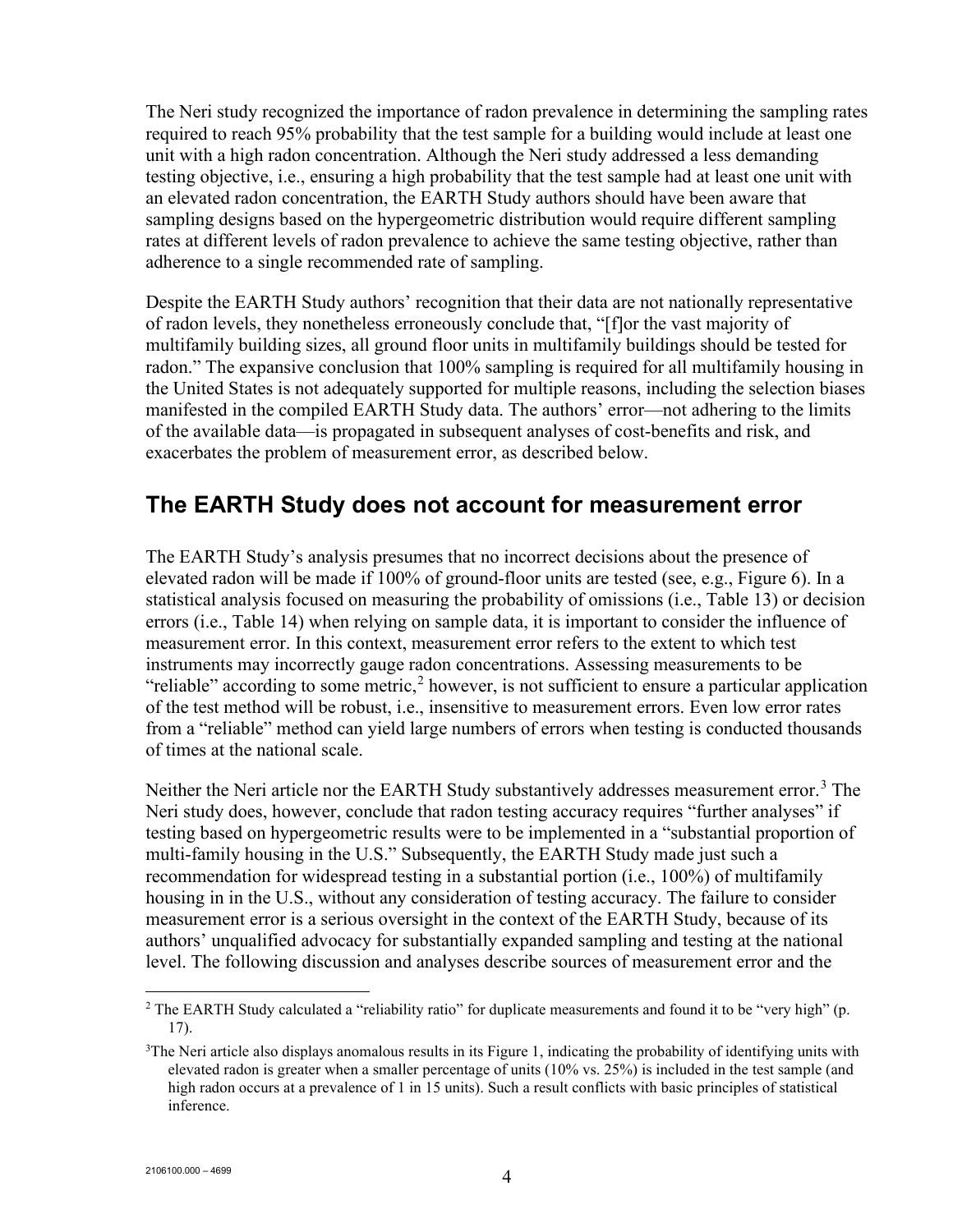The Neri study recognized the importance of radon prevalence in determining the sampling rates required to reach 95% probability that the test sample for a building would include at least one unit with a high radon concentration. Although the Neri study addressed a less demanding testing objective, i.e., ensuring a high probability that the test sample had at least one unit with an elevated radon concentration, the EARTH Study authors should have been aware that sampling designs based on the hypergeometric distribution would require different sampling rates at different levels of radon prevalence to achieve the same testing objective, rather than adherence to a single recommended rate of sampling.

Despite the EARTH Study authors' recognition that their data are not nationally representative of radon levels, they nonetheless erroneously conclude that, "[f]or the vast majority of multifamily building sizes, all ground floor units in multifamily buildings should be tested for radon." The expansive conclusion that 100% sampling is required for all multifamily housing in the United States is not adequately supported for multiple reasons, including the selection biases manifested in the compiled EARTH Study data. The authors' error—not adhering to the limits of the available data—is propagated in subsequent analyses of cost-benefits and risk, and exacerbates the problem of measurement error, as described below.

## The EARTH Study does not account for measurement error

The EARTH Study's analysis presumes that no incorrect decisions about the presence of elevated radon will be made if 100% of ground-floor units are tested (see, e.g., Figure 6). In a statistical analysis focused on measuring the probability of omissions (i.e., Table 13) or decision errors (i.e., Table 14) when relying on sample data, it is important to consider the influence of measurement error. In this context, measurement error refers to the extent to which test instruments may incorrectly gauge radon concentrations. Assessing measurements to be "reliable" according to some metric,[2] however, is not sufficient to ensure a particular application of the test method will be robust, i.e., insensitive to measurement errors. Even low error rates from a "reliable" method can yield large numbers of errors when testing is conducted thousands of times at the national scale.

Neither the Neri article nor the EARTH Study substantively addresses measurement error.[3] The Neri study does, however, conclude that radon testing accuracy requires "further analyses" if testing based on hypergeometric results were to be implemented in a "substantial proportion of multi-family housing in the U.S." Subsequently, the EARTH Study made just such a recommendation for widespread testing in a substantial portion (i.e., 100%) of multifamily housing in in the U.S., without any consideration of testing accuracy. The failure to consider measurement error is a serious oversight in the context of the EARTH Study, because of its authors' unqualified advocacy for substantially expanded sampling and testing at the national level. The following discussion and analyses describe sources of measurement error and the

[2] The EARTH Study calculated a "reliability ratio" for duplicate measurements and found it to be "very high" (p. 17).

[3] The Neri article also displays anomalous results in its Figure 1, indicating the probability of identifying units with elevated radon is greater when a smaller percentage of units (10% vs. 25%) is included in the test sample (and high radon occurs at a prevalence of 1 in 15 units). Such a result conflicts with basic principles of statistical inference.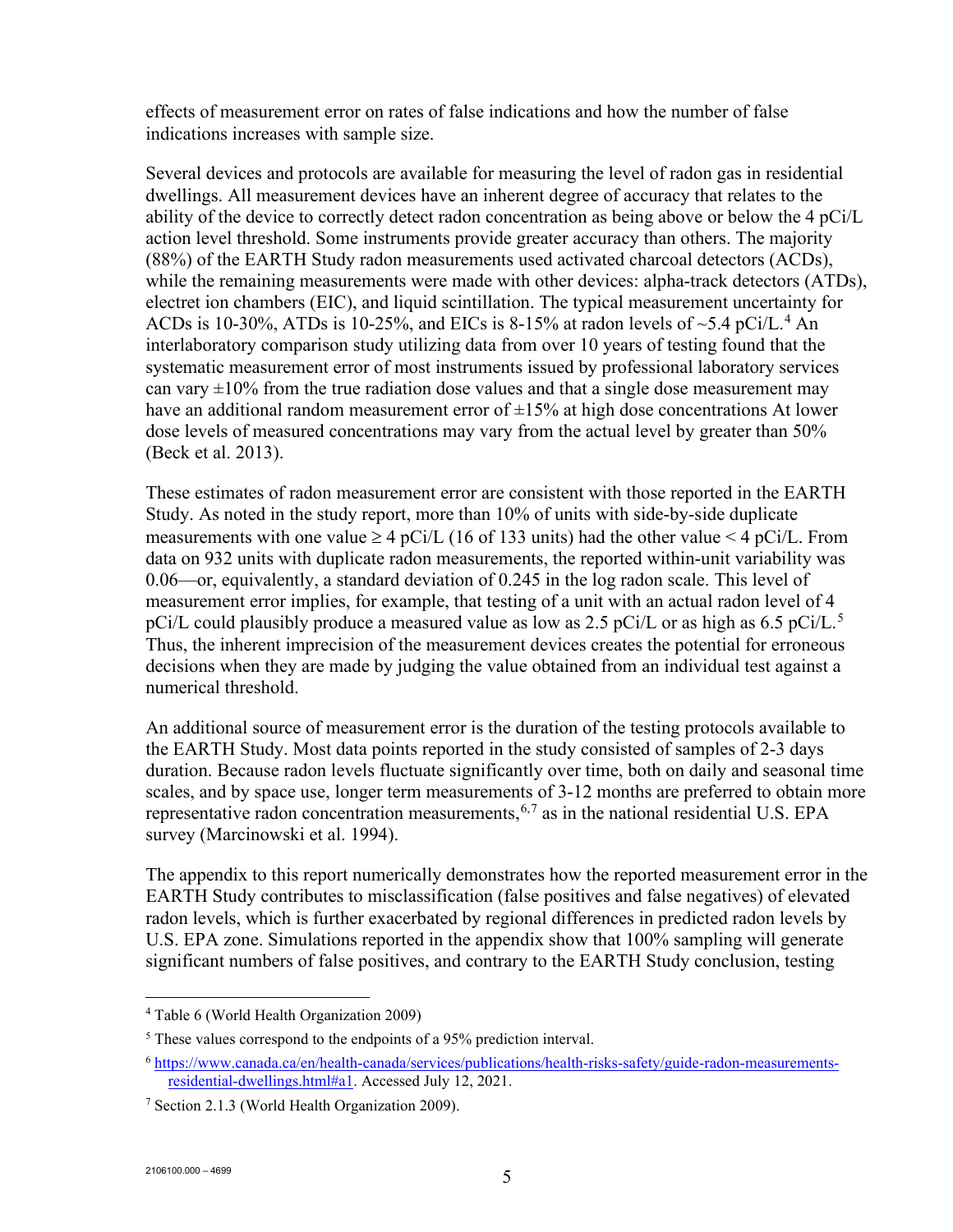effects of measurement error on rates of false indications and how the number of false indications increases with sample size.

Several devices and protocols are available for measuring the level of radon gas in residential dwellings. All measurement devices have an inherent degree of accuracy that relates to the ability of the device to correctly detect radon concentration as being above or below the 4 pCi/L action level threshold. Some instruments provide greater accuracy than others. The majority (88%) of the EARTH Study radon measurements used activated charcoal detectors (ACDs), while the remaining measurements were made with other devices: alpha-track detectors (ATDs), electret ion chambers (EIC), and liquid scintillation. The typical measurement uncertainty for ACDs is 10-30%, ATDs is 10-25%, and EICs is 8-15% at radon levels of ~5.4 pCi/L.[4] An interlaboratory comparison study utilizing data from over 10 years of testing found that the systematic measurement error of most instruments issued by professional laboratory services can vary ±10% from the true radiation dose values and that a single dose measurement may have an additional random measurement error of ±15% at high dose concentrations At lower dose levels of measured concentrations may vary from the actual level by greater than 50% (Beck et al. 2013).

These estimates of radon measurement error are consistent with those reported in the EARTH Study. As noted in the study report, more than 10% of units with side-by-side duplicate measurements with one value ≥ 4 pCi/L (16 of 133 units) had the other value < 4 pCi/L. From data on 932 units with duplicate radon measurements, the reported within-unit variability was 0.06—or, equivalently, a standard deviation of 0.245 in the log radon scale. This level of measurement error implies, for example, that testing of a unit with an actual radon level of 4 pCi/L could plausibly produce a measured value as low as 2.5 pCi/L or as high as 6.5 pCi/L.[5] Thus, the inherent imprecision of the measurement devices creates the potential for erroneous decisions when they are made by judging the value obtained from an individual test against a numerical threshold.

An additional source of measurement error is the duration of the testing protocols available to the EARTH Study. Most data points reported in the study consisted of samples of 2-3 days duration. Because radon levels fluctuate significantly over time, both on daily and seasonal time scales, and by space use, longer term measurements of 3-12 months are preferred to obtain more representative radon concentration measurements,[6,7] as in the national residential U.S. EPA survey (Marcinowski et al. 1994).

The appendix to this report numerically demonstrates how the reported measurement error in the EARTH Study contributes to misclassification (false positives and false negatives) of elevated radon levels, which is further exacerbated by regional differences in predicted radon levels by U.S. EPA zone. Simulations reported in the appendix show that 100% sampling will generate significant numbers of false positives, and contrary to the EARTH Study conclusion, testing

---

[4] Table 6 (World Health Organization 2009)

[5] These values correspond to the endpoints of a 95% prediction interval.

[6] https://www.canada.ca/en/health-canada/services/publications/health-risks-safety/guide-radon-measurements-residential-dwellings.html#a1. Accessed July 12, 2021.

[7] Section 2.1.3 (World Health Organization 2009).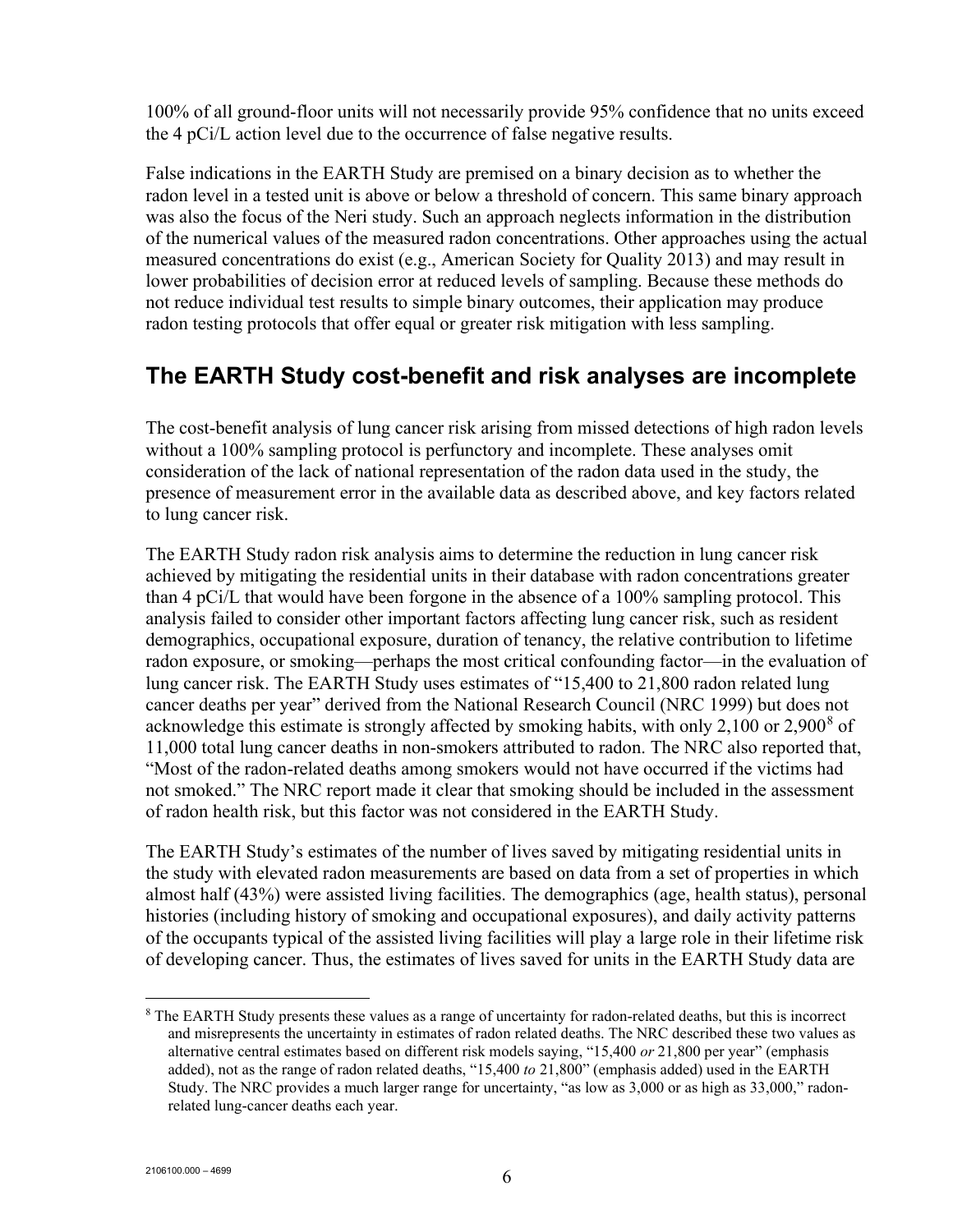100% of all ground-floor units will not necessarily provide 95% confidence that no units exceed the 4 pCi/L action level due to the occurrence of false negative results.

False indications in the EARTH Study are premised on a binary decision as to whether the radon level in a tested unit is above or below a threshold of concern. This same binary approach was also the focus of the Neri study. Such an approach neglects information in the distribution of the numerical values of the measured radon concentrations. Other approaches using the actual measured concentrations do exist (e.g., American Society for Quality 2013) and may result in lower probabilities of decision error at reduced levels of sampling. Because these methods do not reduce individual test results to simple binary outcomes, their application may produce radon testing protocols that offer equal or greater risk mitigation with less sampling.

## The EARTH Study cost-benefit and risk analyses are incomplete

The cost-benefit analysis of lung cancer risk arising from missed detections of high radon levels without a 100% sampling protocol is perfunctory and incomplete. These analyses omit consideration of the lack of national representation of the radon data used in the study, the presence of measurement error in the available data as described above, and key factors related to lung cancer risk.

The EARTH Study radon risk analysis aims to determine the reduction in lung cancer risk achieved by mitigating the residential units in their database with radon concentrations greater than 4 pCi/L that would have been forgone in the absence of a 100% sampling protocol. This analysis failed to consider other important factors affecting lung cancer risk, such as resident demographics, occupational exposure, duration of tenancy, the relative contribution to lifetime radon exposure, or smoking—perhaps the most critical confounding factor—in the evaluation of lung cancer risk. The EARTH Study uses estimates of "15,400 to 21,800 radon related lung cancer deaths per year" derived from the National Research Council (NRC 1999) but does not acknowledge this estimate is strongly affected by smoking habits, with only 2,100 or 2,900[8] of 11,000 total lung cancer deaths in non-smokers attributed to radon. The NRC also reported that, "Most of the radon-related deaths among smokers would not have occurred if the victims had not smoked." The NRC report made it clear that smoking should be included in the assessment of radon health risk, but this factor was not considered in the EARTH Study.

The EARTH Study's estimates of the number of lives saved by mitigating residential units in the study with elevated radon measurements are based on data from a set of properties in which almost half (43%) were assisted living facilities. The demographics (age, health status), personal histories (including history of smoking and occupational exposures), and daily activity patterns of the occupants typical of the assisted living facilities will play a large role in their lifetime risk of developing cancer. Thus, the estimates of lives saved for units in the EARTH Study data are

[8] The EARTH Study presents these values as a range of uncertainty for radon-related deaths, but this is incorrect and misrepresents the uncertainty in estimates of radon related deaths. The NRC described these two values as alternative central estimates based on different risk models saying, "15,400 *or* 21,800 per year" (emphasis added), not as the range of radon related deaths, "15,400 *to* 21,800" (emphasis added) used in the EARTH Study. The NRC provides a much larger range for uncertainty, "as low as 3,000 or as high as 33,000," radon-related lung-cancer deaths each year.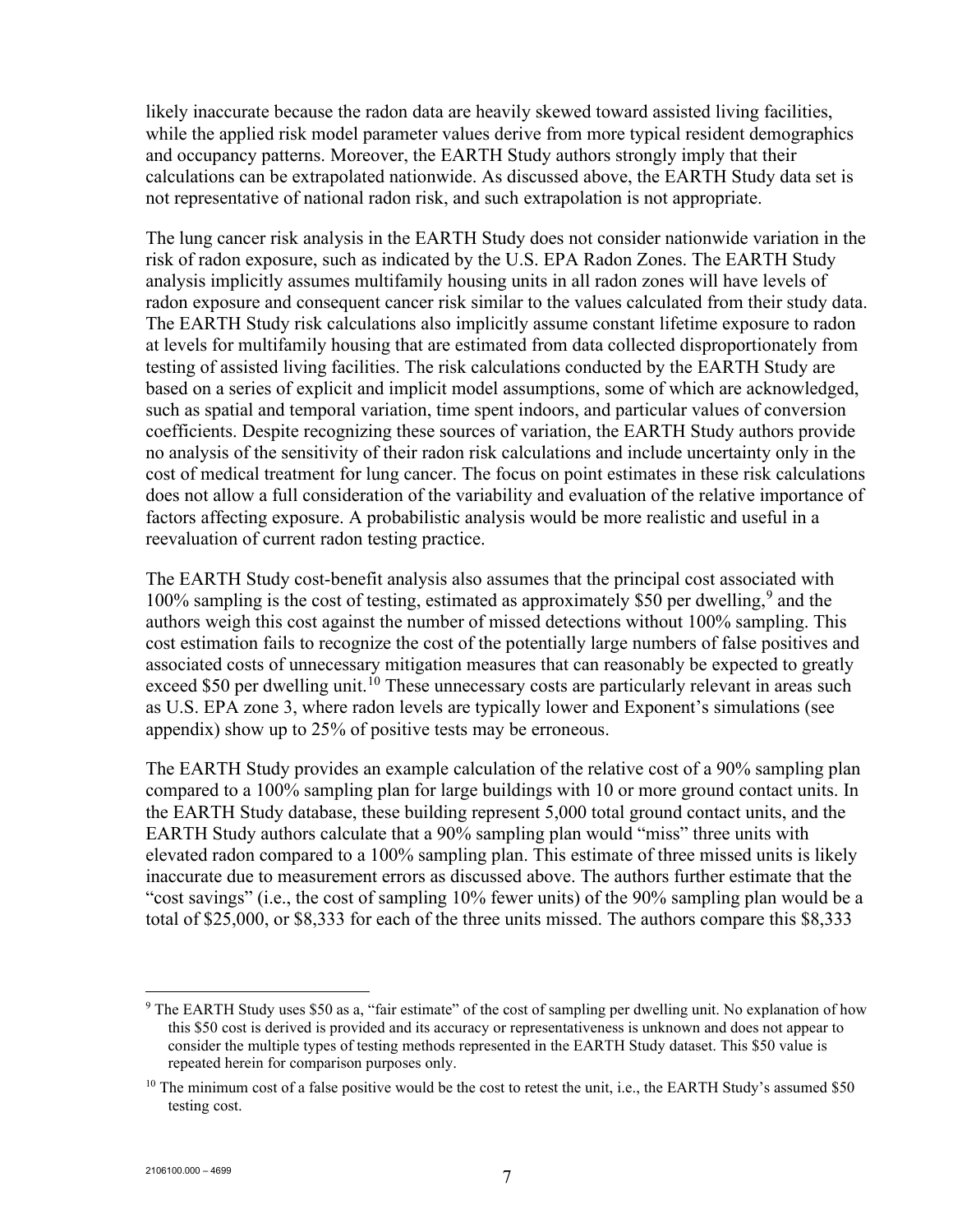likely inaccurate because the radon data are heavily skewed toward assisted living facilities, while the applied risk model parameter values derive from more typical resident demographics and occupancy patterns. Moreover, the EARTH Study authors strongly imply that their calculations can be extrapolated nationwide. As discussed above, the EARTH Study data set is not representative of national radon risk, and such extrapolation is not appropriate.

The lung cancer risk analysis in the EARTH Study does not consider nationwide variation in the risk of radon exposure, such as indicated by the U.S. EPA Radon Zones. The EARTH Study analysis implicitly assumes multifamily housing units in all radon zones will have levels of radon exposure and consequent cancer risk similar to the values calculated from their study data. The EARTH Study risk calculations also implicitly assume constant lifetime exposure to radon at levels for multifamily housing that are estimated from data collected disproportionately from testing of assisted living facilities. The risk calculations conducted by the EARTH Study are based on a series of explicit and implicit model assumptions, some of which are acknowledged, such as spatial and temporal variation, time spent indoors, and particular values of conversion coefficients. Despite recognizing these sources of variation, the EARTH Study authors provide no analysis of the sensitivity of their radon risk calculations and include uncertainty only in the cost of medical treatment for lung cancer. The focus on point estimates in these risk calculations does not allow a full consideration of the variability and evaluation of the relative importance of factors affecting exposure. A probabilistic analysis would be more realistic and useful in a reevaluation of current radon testing practice.

The EARTH Study cost-benefit analysis also assumes that the principal cost associated with 100% sampling is the cost of testing, estimated as approximately $50 per dwelling,[9] and the authors weigh this cost against the number of missed detections without 100% sampling. This cost estimation fails to recognize the cost of the potentially large numbers of false positives and associated costs of unnecessary mitigation measures that can reasonably be expected to greatly exceed $50 per dwelling unit.[10] These unnecessary costs are particularly relevant in areas such as U.S. EPA zone 3, where radon levels are typically lower and Exponent's simulations (see appendix) show up to 25% of positive tests may be erroneous.

The EARTH Study provides an example calculation of the relative cost of a 90% sampling plan compared to a 100% sampling plan for large buildings with 10 or more ground contact units. In the EARTH Study database, these building represent 5,000 total ground contact units, and the EARTH Study authors calculate that a 90% sampling plan would "miss" three units with elevated radon compared to a 100% sampling plan. This estimate of three missed units is likely inaccurate due to measurement errors as discussed above. The authors further estimate that the "cost savings" (i.e., the cost of sampling 10% fewer units) of the 90% sampling plan would be a total of $25,000, or $8,333 for each of the three units missed. The authors compare this $8,333

[9] The EARTH Study uses $50 as a, "fair estimate" of the cost of sampling per dwelling unit. No explanation of how this $50 cost is derived is provided and its accuracy or representativeness is unknown and does not appear to consider the multiple types of testing methods represented in the EARTH Study dataset. This $50 value is repeated herein for comparison purposes only.

[10] The minimum cost of a false positive would be the cost to retest the unit, i.e., the EARTH Study's assumed $50 testing cost.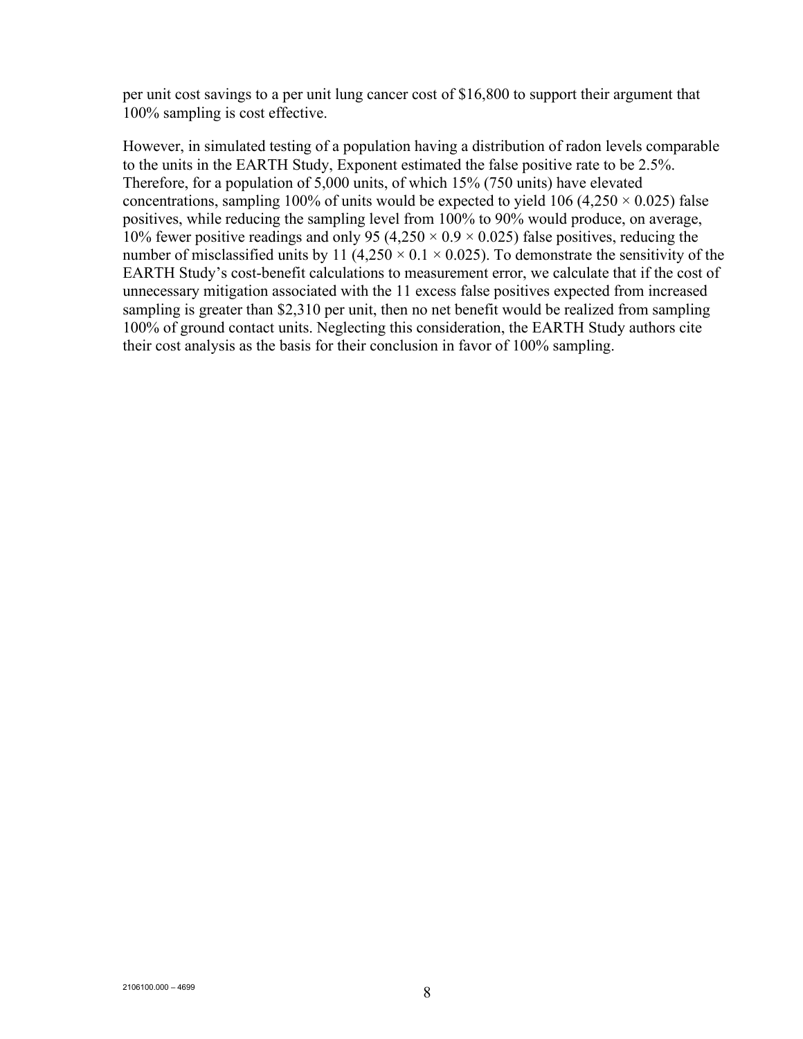per unit cost savings to a per unit lung cancer cost of $16,800 to support their argument that 100% sampling is cost effective.

However, in simulated testing of a population having a distribution of radon levels comparable to the units in the EARTH Study, Exponent estimated the false positive rate to be 2.5%. Therefore, for a population of 5,000 units, of which 15% (750 units) have elevated concentrations, sampling 100% of units would be expected to yield 106 ($4{,}250 \times 0.025$) false positives, while reducing the sampling level from 100% to 90% would produce, on average, 10% fewer positive readings and only 95 ($4{,}250 \times 0.9 \times 0.025$) false positives, reducing the number of misclassified units by 11 ($4{,}250 \times 0.1 \times 0.025$). To demonstrate the sensitivity of the EARTH Study's cost-benefit calculations to measurement error, we calculate that if the cost of unnecessary mitigation associated with the 11 excess false positives expected from increased sampling is greater than $2,310 per unit, then no net benefit would be realized from sampling 100% of ground contact units. Neglecting this consideration, the EARTH Study authors cite their cost analysis as the basis for their conclusion in favor of 100% sampling.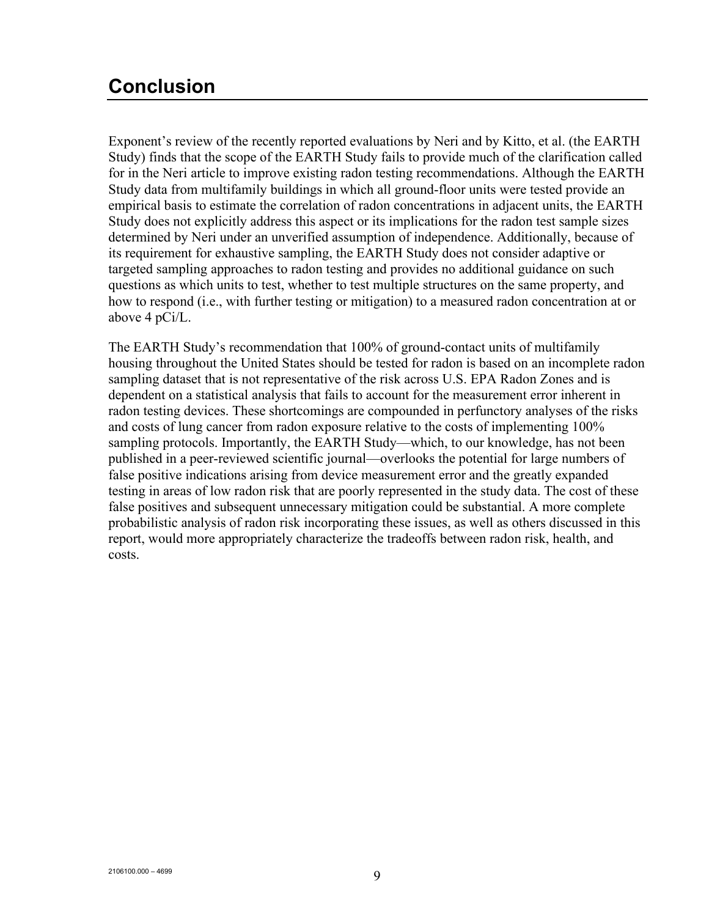# Conclusion

Exponent's review of the recently reported evaluations by Neri and by Kitto, et al. (the EARTH Study) finds that the scope of the EARTH Study fails to provide much of the clarification called for in the Neri article to improve existing radon testing recommendations. Although the EARTH Study data from multifamily buildings in which all ground-floor units were tested provide an empirical basis to estimate the correlation of radon concentrations in adjacent units, the EARTH Study does not explicitly address this aspect or its implications for the radon test sample sizes determined by Neri under an unverified assumption of independence. Additionally, because of its requirement for exhaustive sampling, the EARTH Study does not consider adaptive or targeted sampling approaches to radon testing and provides no additional guidance on such questions as which units to test, whether to test multiple structures on the same property, and how to respond (i.e., with further testing or mitigation) to a measured radon concentration at or above 4 pCi/L.

The EARTH Study's recommendation that 100% of ground-contact units of multifamily housing throughout the United States should be tested for radon is based on an incomplete radon sampling dataset that is not representative of the risk across U.S. EPA Radon Zones and is dependent on a statistical analysis that fails to account for the measurement error inherent in radon testing devices. These shortcomings are compounded in perfunctory analyses of the risks and costs of lung cancer from radon exposure relative to the costs of implementing 100% sampling protocols. Importantly, the EARTH Study—which, to our knowledge, has not been published in a peer-reviewed scientific journal—overlooks the potential for large numbers of false positive indications arising from device measurement error and the greatly expanded testing in areas of low radon risk that are poorly represented in the study data. The cost of these false positives and subsequent unnecessary mitigation could be substantial. A more complete probabilistic analysis of radon risk incorporating these issues, as well as others discussed in this report, would more appropriately characterize the tradeoffs between radon risk, health, and costs.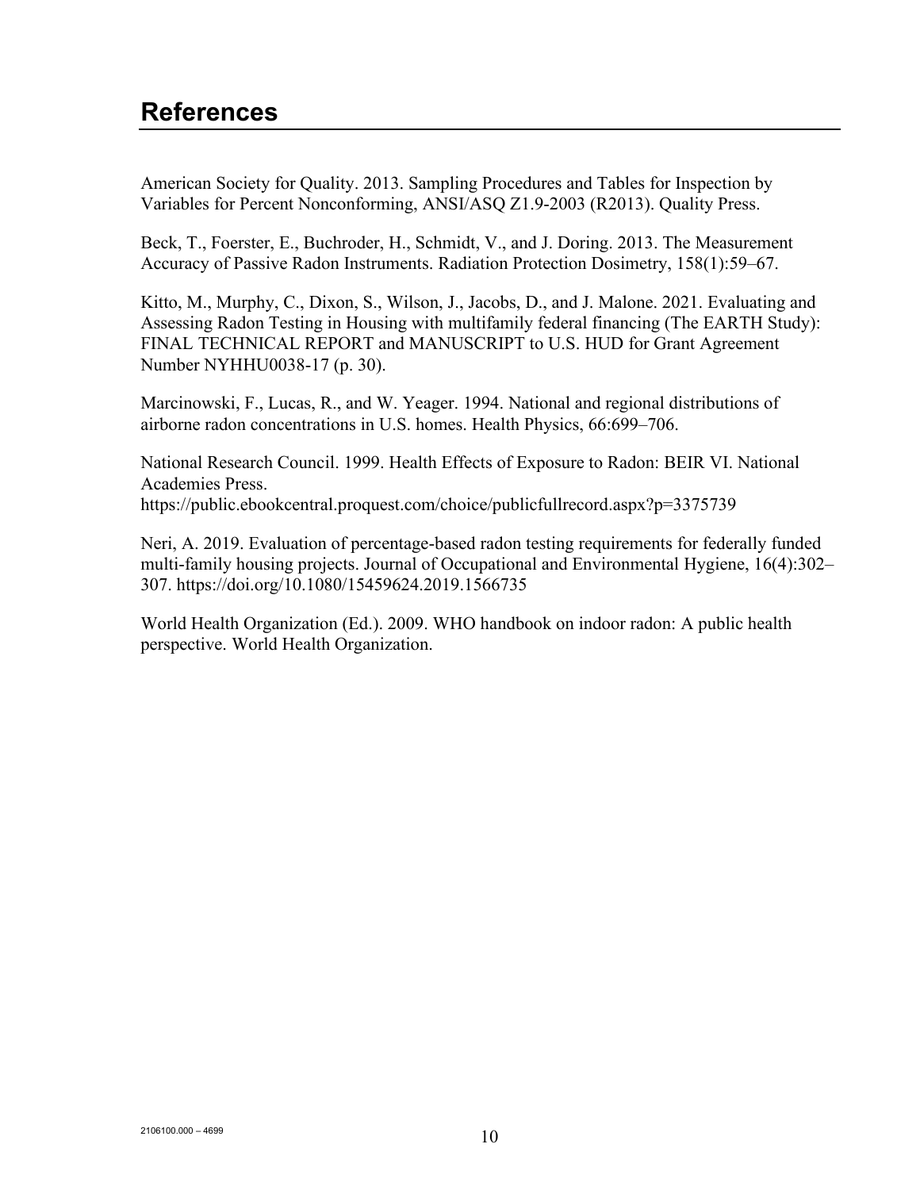## References

American Society for Quality. 2013. Sampling Procedures and Tables for Inspection by Variables for Percent Nonconforming, ANSI/ASQ Z1.9-2003 (R2013). Quality Press.

Beck, T., Foerster, E., Buchroder, H., Schmidt, V., and J. Doring. 2013. The Measurement Accuracy of Passive Radon Instruments. Radiation Protection Dosimetry, 158(1):59–67.

Kitto, M., Murphy, C., Dixon, S., Wilson, J., Jacobs, D., and J. Malone. 2021. Evaluating and Assessing Radon Testing in Housing with multifamily federal financing (The EARTH Study): FINAL TECHNICAL REPORT and MANUSCRIPT to U.S. HUD for Grant Agreement Number NYHHU0038-17 (p. 30).

Marcinowski, F., Lucas, R., and W. Yeager. 1994. National and regional distributions of airborne radon concentrations in U.S. homes. Health Physics, 66:699–706.

National Research Council. 1999. Health Effects of Exposure to Radon: BEIR VI. National Academies Press.
https://public.ebookcentral.proquest.com/choice/publicfullrecord.aspx?p=3375739

Neri, A. 2019. Evaluation of percentage-based radon testing requirements for federally funded multi-family housing projects. Journal of Occupational and Environmental Hygiene, 16(4):302–307. https://doi.org/10.1080/15459624.2019.1566735

World Health Organization (Ed.). 2009. WHO handbook on indoor radon: A public health perspective. World Health Organization.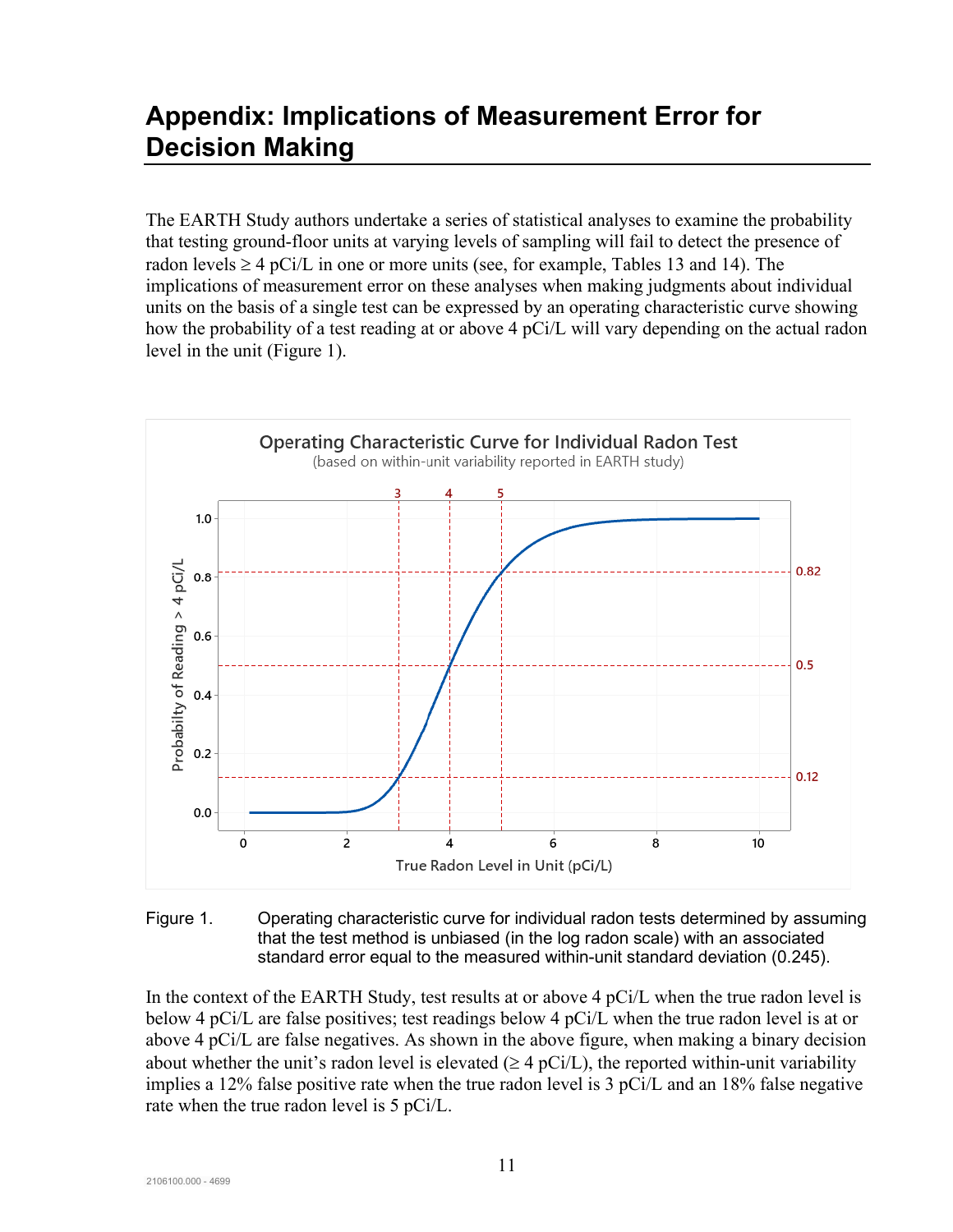# Appendix: Implications of Measurement Error for Decision Making

The EARTH Study authors undertake a series of statistical analyses to examine the probability that testing ground-floor units at varying levels of sampling will fail to detect the presence of radon levels ≥ 4 pCi/L in one or more units (see, for example, Tables 13 and 14). The implications of measurement error on these analyses when making judgments about individual units on the basis of a single test can be expressed by an operating characteristic curve showing how the probability of a test reading at or above 4 pCi/L will vary depending on the actual radon level in the unit (Figure 1).

Figure 1. Operating characteristic curve for individual radon tests determined by assuming that the test method is unbiased (in the log radon scale) with an associated standard error equal to the measured within-unit standard deviation (0.245).

In the context of the EARTH Study, test results at or above 4 pCi/L when the true radon level is below 4 pCi/L are false positives; test readings below 4 pCi/L when the true radon level is at or above 4 pCi/L are false negatives. As shown in the above figure, when making a binary decision about whether the unit's radon level is elevated (≥ 4 pCi/L), the reported within-unit variability implies a 12% false positive rate when the true radon level is 3 pCi/L and an 18% false negative rate when the true radon level is 5 pCi/L.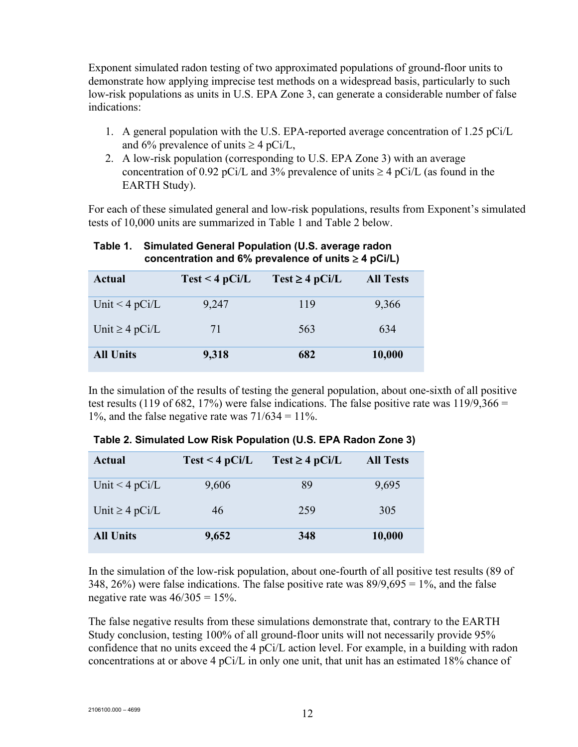Exponent simulated radon testing of two approximated populations of ground-floor units to demonstrate how applying imprecise test methods on a widespread basis, particularly to such low-risk populations as units in U.S. EPA Zone 3, can generate a considerable number of false indications:

1. A general population with the U.S. EPA-reported average concentration of 1.25 pCi/L and 6% prevalence of units ≥ 4 pCi/L,
2. A low-risk population (corresponding to U.S. EPA Zone 3) with an average concentration of 0.92 pCi/L and 3% prevalence of units ≥ 4 pCi/L (as found in the EARTH Study).

For each of these simulated general and low-risk populations, results from Exponent's simulated tests of 10,000 units are summarized in Table 1 and Table 2 below.

**Table 1. Simulated General Population (U.S. average radon concentration and 6% prevalence of units ≥ 4 pCi/L)**

| Actual | Test < 4 pCi/L | Test ≥ 4 pCi/L | All Tests |
|---|---|---|---|
| Unit < 4 pCi/L | 9,247 | 119 | 9,366 |
| Unit ≥ 4 pCi/L | 71 | 563 | 634 |
| **All Units** | **9,318** | **682** | **10,000** |

In the simulation of the results of testing the general population, about one-sixth of all positive test results (119 of 682, 17%) were false indications. The false positive rate was 119/9,366 = 1%, and the false negative rate was 71/634 = 11%.

**Table 2. Simulated Low Risk Population (U.S. EPA Radon Zone 3)**

| Actual | Test < 4 pCi/L | Test ≥ 4 pCi/L | All Tests |
|---|---|---|---|
| Unit < 4 pCi/L | 9,606 | 89 | 9,695 |
| Unit ≥ 4 pCi/L | 46 | 259 | 305 |
| **All Units** | **9,652** | **348** | **10,000** |

In the simulation of the low-risk population, about one-fourth of all positive test results (89 of 348, 26%) were false indications. The false positive rate was 89/9,695 = 1%, and the false negative rate was 46/305 = 15%.

The false negative results from these simulations demonstrate that, contrary to the EARTH Study conclusion, testing 100% of all ground-floor units will not necessarily provide 95% confidence that no units exceed the 4 pCi/L action level. For example, in a building with radon concentrations at or above 4 pCi/L in only one unit, that unit has an estimated 18% chance of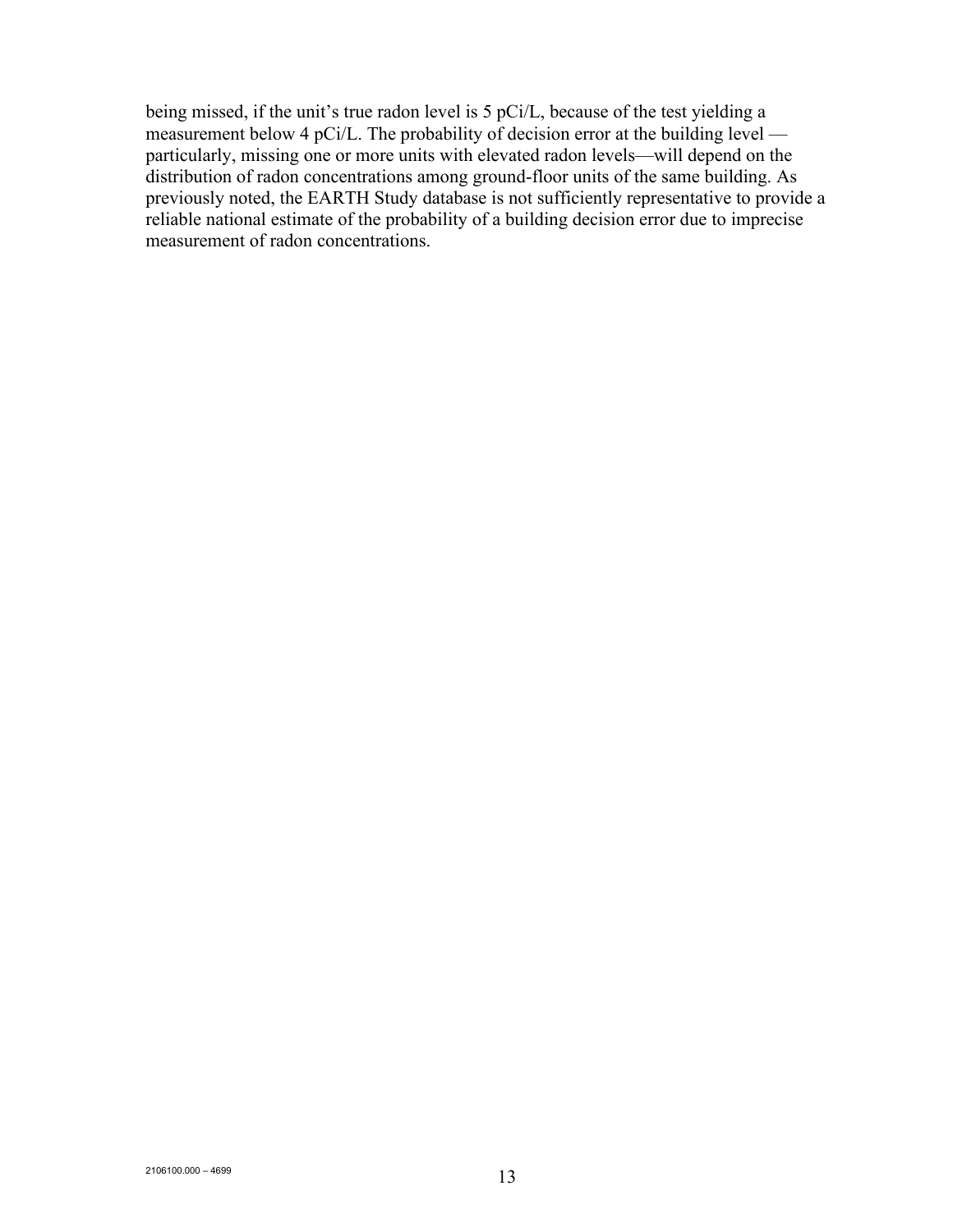being missed, if the unit's true radon level is 5 pCi/L, because of the test yielding a measurement below 4 pCi/L. The probability of decision error at the building level — particularly, missing one or more units with elevated radon levels—will depend on the distribution of radon concentrations among ground-floor units of the same building. As previously noted, the EARTH Study database is not sufficiently representative to provide a reliable national estimate of the probability of a building decision error due to imprecise measurement of radon concentrations.